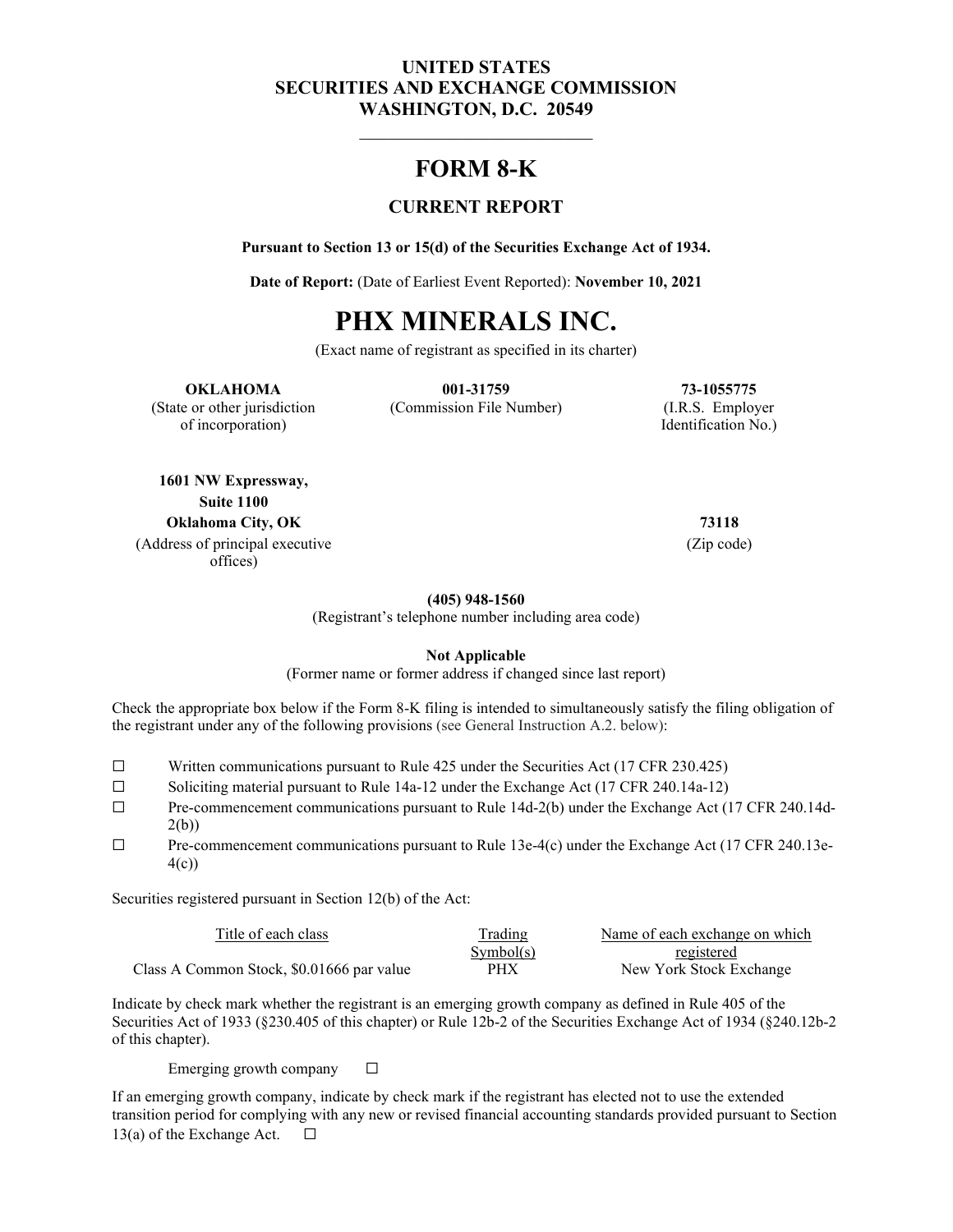**UNITED STATES**
**SECURITIES AND EXCHANGE COMMISSION**
**WASHINGTON, D.C. 20549**

---

# FORM 8-K

## CURRENT REPORT

**Pursuant to Section 13 or 15(d) of the Securities Exchange Act of 1934.**

**Date of Report:** (Date of Earliest Event Reported): **November 10, 2021**

# PHX MINERALS INC.

(Exact name of registrant as specified in its charter)

| **OKLAHOMA** | **001-31759** | **73-1055775** |
|---|---|---|
| (State or other jurisdiction of incorporation) | (Commission File Number) | (I.R.S. Employer Identification No.) |

| | |
|---|---|
| **1601 NW Expressway,** | |
| **Suite 1100** | |
| **Oklahoma City, OK** | **73118** |
| (Address of principal executive offices) | (Zip code) |

**(405) 948-1560**
(Registrant's telephone number including area code)

**Not Applicable**
(Former name or former address if changed since last report)

Check the appropriate box below if the Form 8-K filing is intended to simultaneously satisfy the filing obligation of the registrant under any of the following provisions (see General Instruction A.2. below):

☐ Written communications pursuant to Rule 425 under the Securities Act (17 CFR 230.425)

☐ Soliciting material pursuant to Rule 14a-12 under the Exchange Act (17 CFR 240.14a-12)

☐ Pre-commencement communications pursuant to Rule 14d-2(b) under the Exchange Act (17 CFR 240.14d-2(b))

☐ Pre-commencement communications pursuant to Rule 13e-4(c) under the Exchange Act (17 CFR 240.13e-4(c))

Securities registered pursuant in Section 12(b) of the Act:

| Title of each class | Trading Symbol(s) | Name of each exchange on which registered |
|---|---|---|
| Class A Common Stock, $0.01666 par value | PHX | New York Stock Exchange |

Indicate by check mark whether the registrant is an emerging growth company as defined in Rule 405 of the Securities Act of 1933 (§230.405 of this chapter) or Rule 12b-2 of the Securities Exchange Act of 1934 (§240.12b-2 of this chapter).

Emerging growth company ☐

If an emerging growth company, indicate by check mark if the registrant has elected not to use the extended transition period for complying with any new or revised financial accounting standards provided pursuant to Section 13(a) of the Exchange Act. ☐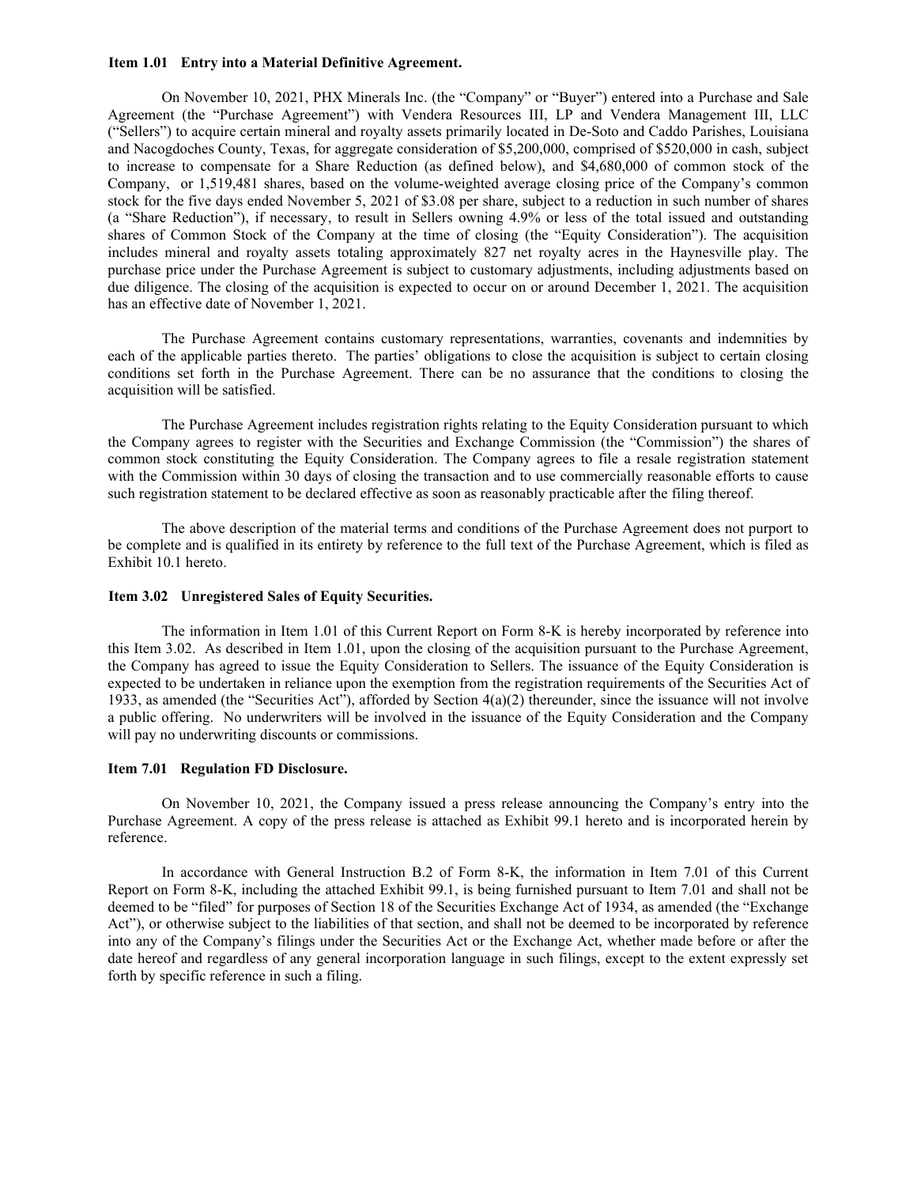**Item 1.01 Entry into a Material Definitive Agreement.**

On November 10, 2021, PHX Minerals Inc. (the "Company" or "Buyer") entered into a Purchase and Sale Agreement (the "Purchase Agreement") with Vendera Resources III, LP and Vendera Management III, LLC ("Sellers") to acquire certain mineral and royalty assets primarily located in De-Soto and Caddo Parishes, Louisiana and Nacogdoches County, Texas, for aggregate consideration of $5,200,000, comprised of $520,000 in cash, subject to increase to compensate for a Share Reduction (as defined below), and $4,680,000 of common stock of the Company, or 1,519,481 shares, based on the volume-weighted average closing price of the Company's common stock for the five days ended November 5, 2021 of $3.08 per share, subject to a reduction in such number of shares (a "Share Reduction"), if necessary, to result in Sellers owning 4.9% or less of the total issued and outstanding shares of Common Stock of the Company at the time of closing (the "Equity Consideration"). The acquisition includes mineral and royalty assets totaling approximately 827 net royalty acres in the Haynesville play. The purchase price under the Purchase Agreement is subject to customary adjustments, including adjustments based on due diligence. The closing of the acquisition is expected to occur on or around December 1, 2021. The acquisition has an effective date of November 1, 2021.

The Purchase Agreement contains customary representations, warranties, covenants and indemnities by each of the applicable parties thereto. The parties' obligations to close the acquisition is subject to certain closing conditions set forth in the Purchase Agreement. There can be no assurance that the conditions to closing the acquisition will be satisfied.

The Purchase Agreement includes registration rights relating to the Equity Consideration pursuant to which the Company agrees to register with the Securities and Exchange Commission (the "Commission") the shares of common stock constituting the Equity Consideration. The Company agrees to file a resale registration statement with the Commission within 30 days of closing the transaction and to use commercially reasonable efforts to cause such registration statement to be declared effective as soon as reasonably practicable after the filing thereof.

The above description of the material terms and conditions of the Purchase Agreement does not purport to be complete and is qualified in its entirety by reference to the full text of the Purchase Agreement, which is filed as Exhibit 10.1 hereto.

**Item 3.02 Unregistered Sales of Equity Securities.**

The information in Item 1.01 of this Current Report on Form 8-K is hereby incorporated by reference into this Item 3.02. As described in Item 1.01, upon the closing of the acquisition pursuant to the Purchase Agreement, the Company has agreed to issue the Equity Consideration to Sellers. The issuance of the Equity Consideration is expected to be undertaken in reliance upon the exemption from the registration requirements of the Securities Act of 1933, as amended (the "Securities Act"), afforded by Section 4(a)(2) thereunder, since the issuance will not involve a public offering. No underwriters will be involved in the issuance of the Equity Consideration and the Company will pay no underwriting discounts or commissions.

**Item 7.01 Regulation FD Disclosure.**

On November 10, 2021, the Company issued a press release announcing the Company's entry into the Purchase Agreement. A copy of the press release is attached as Exhibit 99.1 hereto and is incorporated herein by reference.

In accordance with General Instruction B.2 of Form 8-K, the information in Item 7.01 of this Current Report on Form 8-K, including the attached Exhibit 99.1, is being furnished pursuant to Item 7.01 and shall not be deemed to be "filed" for purposes of Section 18 of the Securities Exchange Act of 1934, as amended (the "Exchange Act"), or otherwise subject to the liabilities of that section, and shall not be deemed to be incorporated by reference into any of the Company's filings under the Securities Act or the Exchange Act, whether made before or after the date hereof and regardless of any general incorporation language in such filings, except to the extent expressly set forth by specific reference in such a filing.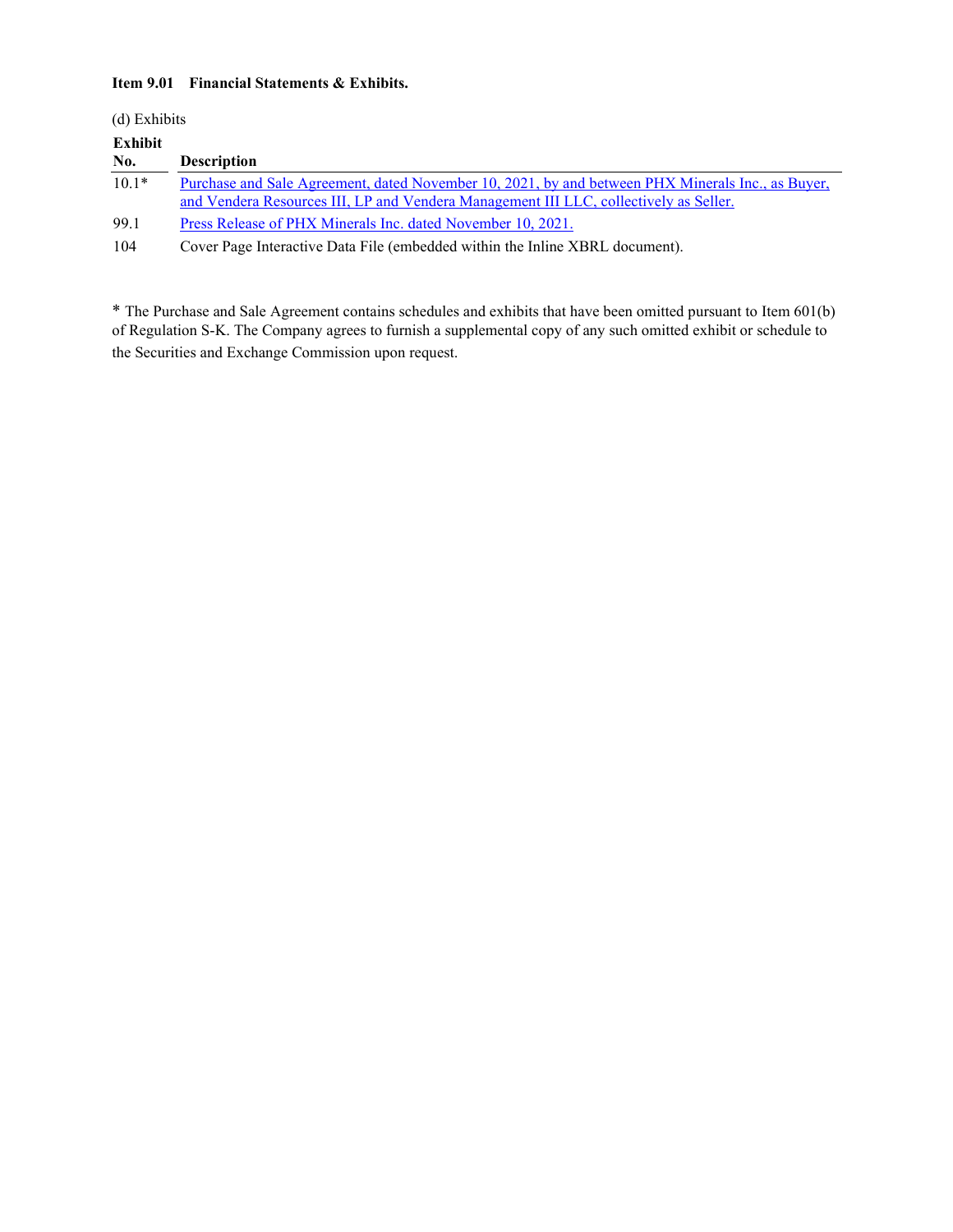**Item 9.01 Financial Statements & Exhibits.**

(d) Exhibits

| Exhibit No. | Description |
|---|---|
| 10.1* | Purchase and Sale Agreement, dated November 10, 2021, by and between PHX Minerals Inc., as Buyer, and Vendera Resources III, LP and Vendera Management III LLC, collectively as Seller. |
| 99.1 | Press Release of PHX Minerals Inc. dated November 10, 2021. |
| 104 | Cover Page Interactive Data File (embedded within the Inline XBRL document). |

* The Purchase and Sale Agreement contains schedules and exhibits that have been omitted pursuant to Item 601(b) of Regulation S-K. The Company agrees to furnish a supplemental copy of any such omitted exhibit or schedule to the Securities and Exchange Commission upon request.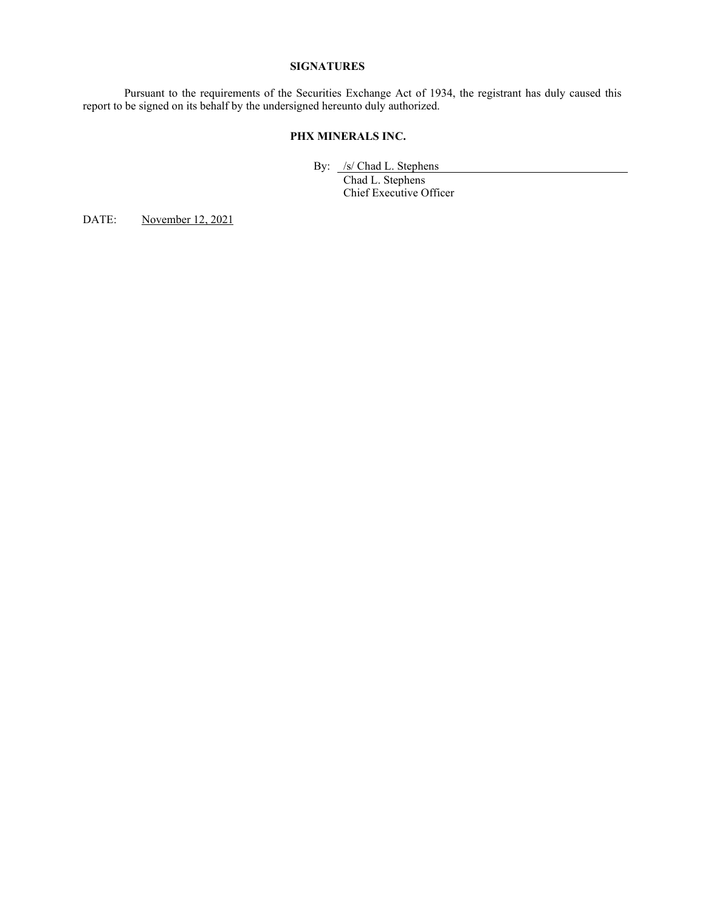**SIGNATURES**

Pursuant to the requirements of the Securities Exchange Act of 1934, the registrant has duly caused this report to be signed on its behalf by the undersigned hereunto duly authorized.

**PHX MINERALS INC.**

By: /s/ Chad L. Stephens
Chad L. Stephens
Chief Executive Officer

DATE: November 12, 2021